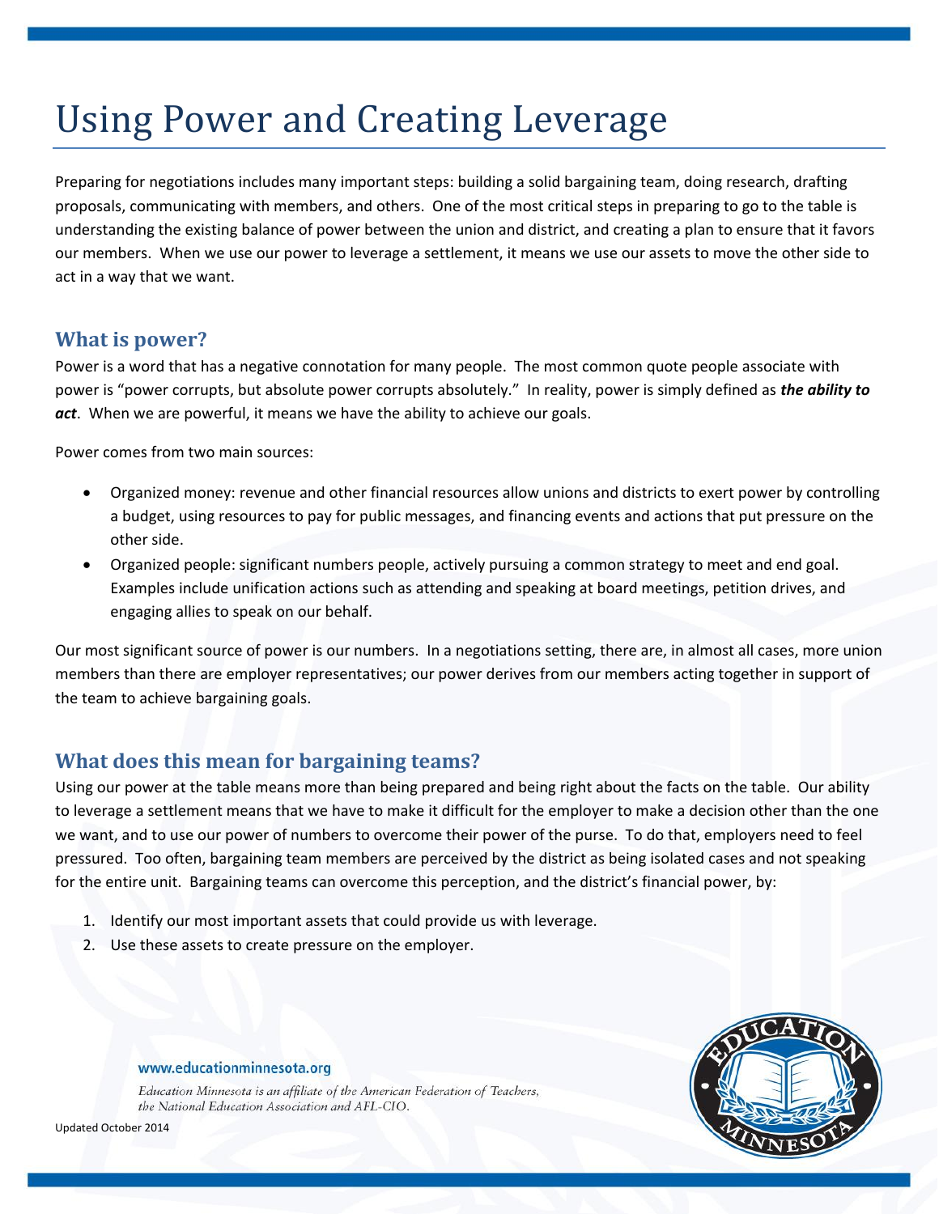# Using Power and Creating Leverage

Preparing for negotiations includes many important steps: building a solid bargaining team, doing research, drafting proposals, communicating with members, and others. One of the most critical steps in preparing to go to the table is understanding the existing balance of power between the union and district, and creating a plan to ensure that it favors our members. When we use our power to leverage a settlement, it means we use our assets to move the other side to act in a way that we want.

## What is power?

Power is a word that has a negative connotation for many people. The most common quote people associate with power is "power corrupts, but absolute power corrupts absolutely." In reality, power is simply defined as ***the ability to act***. When we are powerful, it means we have the ability to achieve our goals.

Power comes from two main sources:

- Organized money: revenue and other financial resources allow unions and districts to exert power by controlling a budget, using resources to pay for public messages, and financing events and actions that put pressure on the other side.
- Organized people: significant numbers people, actively pursuing a common strategy to meet and end goal. Examples include unification actions such as attending and speaking at board meetings, petition drives, and engaging allies to speak on our behalf.

Our most significant source of power is our numbers. In a negotiations setting, there are, in almost all cases, more union members than there are employer representatives; our power derives from our members acting together in support of the team to achieve bargaining goals.

## What does this mean for bargaining teams?

Using our power at the table means more than being prepared and being right about the facts on the table. Our ability to leverage a settlement means that we have to make it difficult for the employer to make a decision other than the one we want, and to use our power of numbers to overcome their power of the purse. To do that, employers need to feel pressured. Too often, bargaining team members are perceived by the district as being isolated cases and not speaking for the entire unit. Bargaining teams can overcome this perception, and the district's financial power, by:

1. Identify our most important assets that could provide us with leverage.
2. Use these assets to create pressure on the employer.

www.educationminnesota.org

*Education Minnesota is an affiliate of the American Federation of Teachers, the National Education Association and AFL-CIO.*

Updated October 2014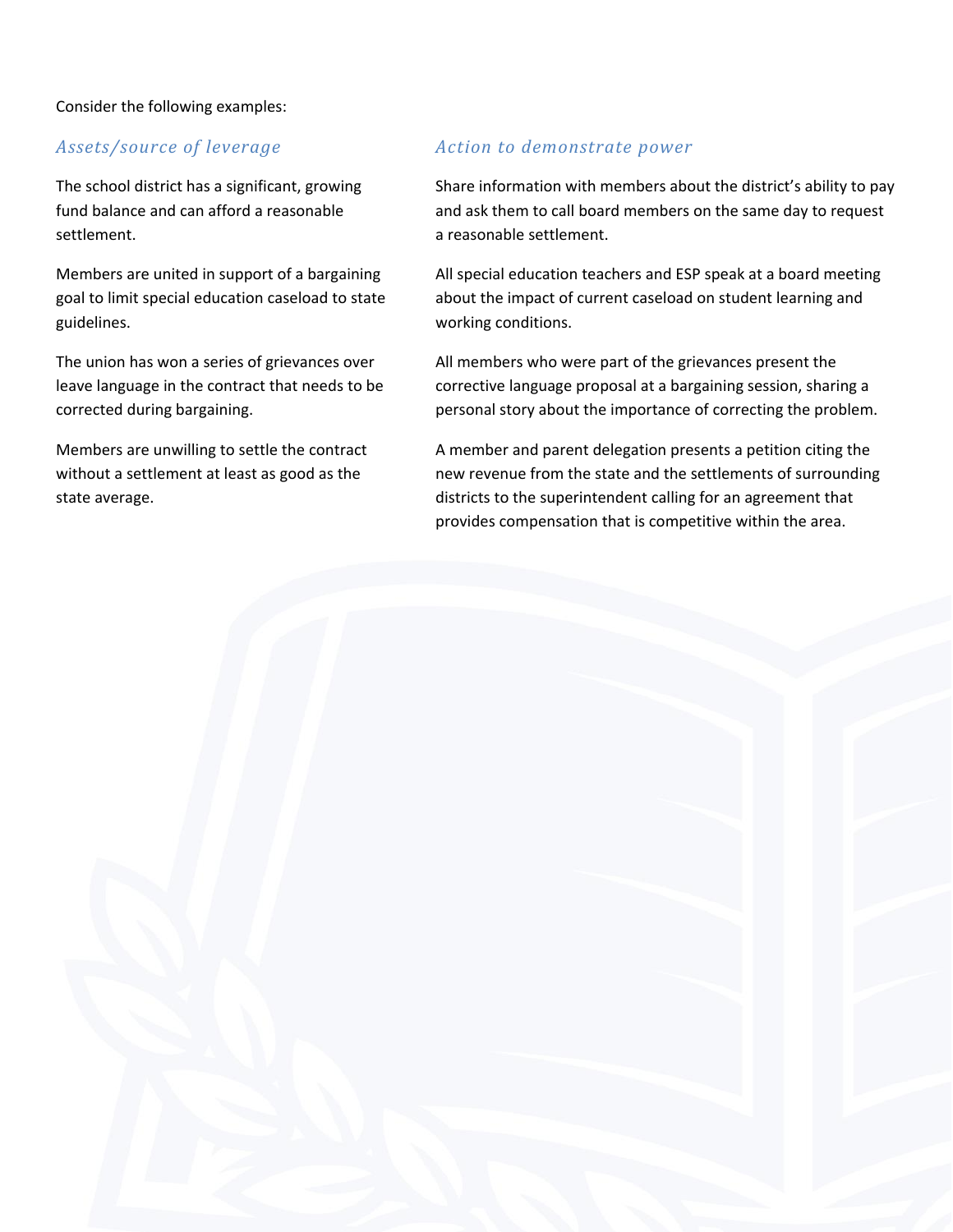Consider the following examples:

| *Assets/source of leverage* | *Action to demonstrate power* |
|---|---|
| The school district has a significant, growing fund balance and can afford a reasonable settlement. | Share information with members about the district's ability to pay and ask them to call board members on the same day to request a reasonable settlement. |
| Members are united in support of a bargaining goal to limit special education caseload to state guidelines. | All special education teachers and ESP speak at a board meeting about the impact of current caseload on student learning and working conditions. |
| The union has won a series of grievances over leave language in the contract that needs to be corrected during bargaining. | All members who were part of the grievances present the corrective language proposal at a bargaining session, sharing a personal story about the importance of correcting the problem. |
| Members are unwilling to settle the contract without a settlement at least as good as the state average. | A member and parent delegation presents a petition citing the new revenue from the state and the settlements of surrounding districts to the superintendent calling for an agreement that provides compensation that is competitive within the area. |